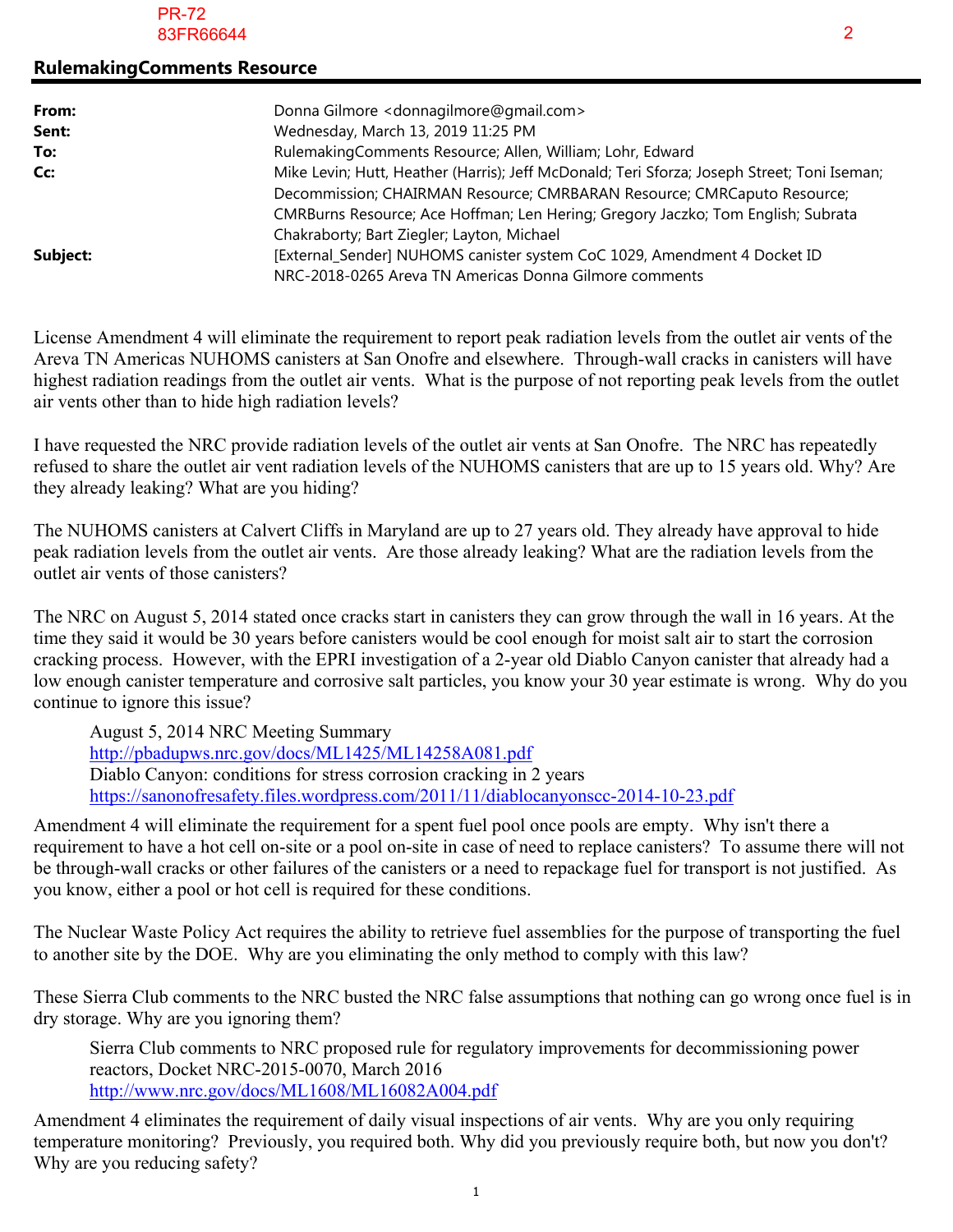PR-72
83FR66644

2

## RulemakingComments Resource

| | |
|---|---|
| **From:** | Donna Gilmore <donnagilmore@gmail.com> |
| **Sent:** | Wednesday, March 13, 2019 11:25 PM |
| **To:** | RulemakingComments Resource; Allen, William; Lohr, Edward |
| **Cc:** | Mike Levin; Hutt, Heather (Harris); Jeff McDonald; Teri Sforza; Joseph Street; Toni Iseman; Decommission; CHAIRMAN Resource; CMRBARAN Resource; CMRCaputo Resource; CMRBurns Resource; Ace Hoffman; Len Hering; Gregory Jaczko; Tom English; Subrata Chakraborty; Bart Ziegler; Layton, Michael |
| **Subject:** | [External_Sender] NUHOMS canister system CoC 1029, Amendment 4 Docket ID NRC-2018-0265 Areva TN Americas Donna Gilmore comments |

License Amendment 4 will eliminate the requirement to report peak radiation levels from the outlet air vents of the Areva TN Americas NUHOMS canisters at San Onofre and elsewhere. Through-wall cracks in canisters will have highest radiation readings from the outlet air vents. What is the purpose of not reporting peak levels from the outlet air vents other than to hide high radiation levels?

I have requested the NRC provide radiation levels of the outlet air vents at San Onofre. The NRC has repeatedly refused to share the outlet air vent radiation levels of the NUHOMS canisters that are up to 15 years old. Why? Are they already leaking? What are you hiding?

The NUHOMS canisters at Calvert Cliffs in Maryland are up to 27 years old. They already have approval to hide peak radiation levels from the outlet air vents. Are those already leaking? What are the radiation levels from the outlet air vents of those canisters?

The NRC on August 5, 2014 stated once cracks start in canisters they can grow through the wall in 16 years. At the time they said it would be 30 years before canisters would be cool enough for moist salt air to start the corrosion cracking process. However, with the EPRI investigation of a 2-year old Diablo Canyon canister that already had a low enough canister temperature and corrosive salt particles, you know your 30 year estimate is wrong. Why do you continue to ignore this issue?

> August 5, 2014 NRC Meeting Summary
> http://pbadupws.nrc.gov/docs/ML1425/ML14258A081.pdf
> Diablo Canyon: conditions for stress corrosion cracking in 2 years
> https://sanonofresafety.files.wordpress.com/2011/11/diablocanyonscc-2014-10-23.pdf

Amendment 4 will eliminate the requirement for a spent fuel pool once pools are empty. Why isn't there a requirement to have a hot cell on-site or a pool on-site in case of need to replace canisters? To assume there will not be through-wall cracks or other failures of the canisters or a need to repackage fuel for transport is not justified. As you know, either a pool or hot cell is required for these conditions.

The Nuclear Waste Policy Act requires the ability to retrieve fuel assemblies for the purpose of transporting the fuel to another site by the DOE. Why are you eliminating the only method to comply with this law?

These Sierra Club comments to the NRC busted the NRC false assumptions that nothing can go wrong once fuel is in dry storage. Why are you ignoring them?

> Sierra Club comments to NRC proposed rule for regulatory improvements for decommissioning power reactors, Docket NRC-2015-0070, March 2016
> http://www.nrc.gov/docs/ML1608/ML16082A004.pdf

Amendment 4 eliminates the requirement of daily visual inspections of air vents. Why are you only requiring temperature monitoring? Previously, you required both. Why did you previously require both, but now you don't? Why are you reducing safety?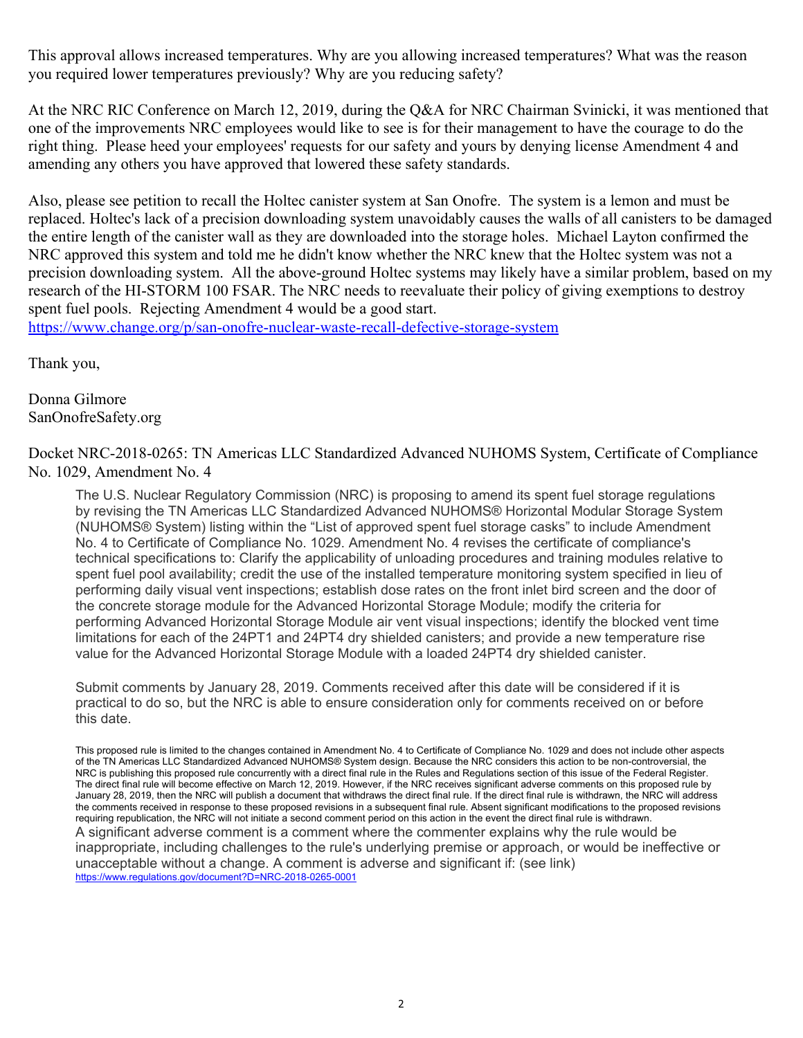This approval allows increased temperatures. Why are you allowing increased temperatures? What was the reason you required lower temperatures previously? Why are you reducing safety?

At the NRC RIC Conference on March 12, 2019, during the Q&A for NRC Chairman Svinicki, it was mentioned that one of the improvements NRC employees would like to see is for their management to have the courage to do the right thing. Please heed your employees' requests for our safety and yours by denying license Amendment 4 and amending any others you have approved that lowered these safety standards.

Also, please see petition to recall the Holtec canister system at San Onofre. The system is a lemon and must be replaced. Holtec's lack of a precision downloading system unavoidably causes the walls of all canisters to be damaged the entire length of the canister wall as they are downloaded into the storage holes. Michael Layton confirmed the NRC approved this system and told me he didn't know whether the NRC knew that the Holtec system was not a precision downloading system. All the above-ground Holtec systems may likely have a similar problem, based on my research of the HI-STORM 100 FSAR. The NRC needs to reevaluate their policy of giving exemptions to destroy spent fuel pools. Rejecting Amendment 4 would be a good start.
https://www.change.org/p/san-onofre-nuclear-waste-recall-defective-storage-system

Thank you,

Donna Gilmore
SanOnofreSafety.org

Docket NRC-2018-0265: TN Americas LLC Standardized Advanced NUHOMS System, Certificate of Compliance No. 1029, Amendment No. 4

> The U.S. Nuclear Regulatory Commission (NRC) is proposing to amend its spent fuel storage regulations by revising the TN Americas LLC Standardized Advanced NUHOMS® Horizontal Modular Storage System (NUHOMS® System) listing within the "List of approved spent fuel storage casks" to include Amendment No. 4 to Certificate of Compliance No. 1029. Amendment No. 4 revises the certificate of compliance's technical specifications to: Clarify the applicability of unloading procedures and training modules relative to spent fuel pool availability; credit the use of the installed temperature monitoring system specified in lieu of performing daily visual vent inspections; establish dose rates on the front inlet bird screen and the door of the concrete storage module for the Advanced Horizontal Storage Module; modify the criteria for performing Advanced Horizontal Storage Module air vent visual inspections; identify the blocked vent time limitations for each of the 24PT1 and 24PT4 dry shielded canisters; and provide a new temperature rise value for the Advanced Horizontal Storage Module with a loaded 24PT4 dry shielded canister.
>
> Submit comments by January 28, 2019. Comments received after this date will be considered if it is practical to do so, but the NRC is able to ensure consideration only for comments received on or before this date.
>
> This proposed rule is limited to the changes contained in Amendment No. 4 to Certificate of Compliance No. 1029 and does not include other aspects of the TN Americas LLC Standardized Advanced NUHOMS® System design. Because the NRC considers this action to be non-controversial, the NRC is publishing this proposed rule concurrently with a direct final rule in the Rules and Regulations section of this issue of the Federal Register. The direct final rule will become effective on March 12, 2019. However, if the NRC receives significant adverse comments on this proposed rule by January 28, 2019, then the NRC will publish a document that withdraws the direct final rule. If the direct final rule is withdrawn, the NRC will address the comments received in response to these proposed revisions in a subsequent final rule. Absent significant modifications to the proposed revisions requiring republication, the NRC will not initiate a second comment period on this action in the event the direct final rule is withdrawn.
>
> A significant adverse comment is a comment where the commenter explains why the rule would be inappropriate, including challenges to the rule's underlying premise or approach, or would be ineffective or unacceptable without a change. A comment is adverse and significant if: (see link)
> https://www.regulations.gov/document?D=NRC-2018-0265-0001